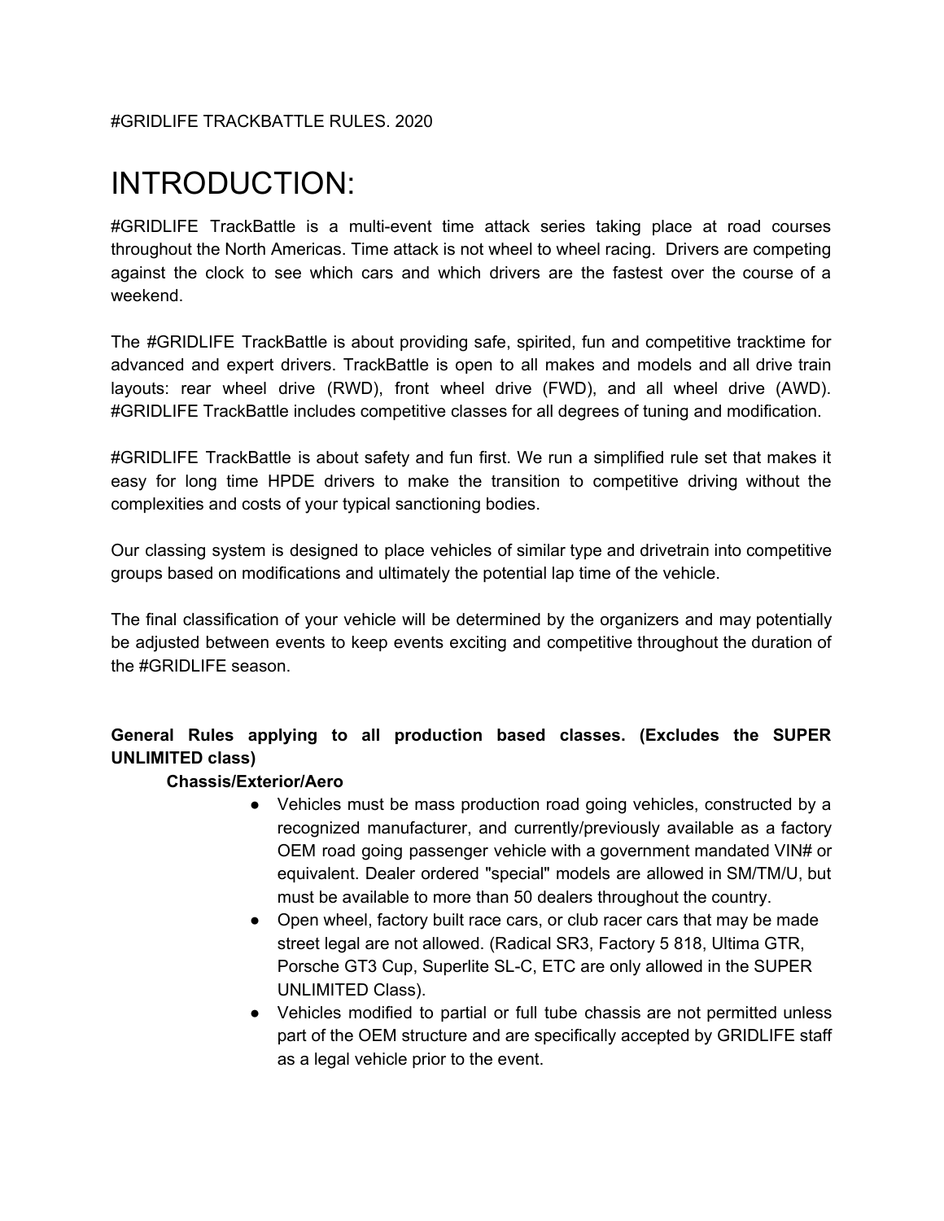#GRIDLIFE TRACKBATTLE RULES. 2020

# INTRODUCTION:

#GRIDLIFE TrackBattle is a multi-event time attack series taking place at road courses throughout the North Americas. Time attack is not wheel to wheel racing. Drivers are competing against the clock to see which cars and which drivers are the fastest over the course of a weekend.

The #GRIDLIFE TrackBattle is about providing safe, spirited, fun and competitive tracktime for advanced and expert drivers. TrackBattle is open to all makes and models and all drive train layouts: rear wheel drive (RWD), front wheel drive (FWD), and all wheel drive (AWD). #GRIDLIFE TrackBattle includes competitive classes for all degrees of tuning and modification.

#GRIDLIFE TrackBattle is about safety and fun first. We run a simplified rule set that makes it easy for long time HPDE drivers to make the transition to competitive driving without the complexities and costs of your typical sanctioning bodies.

Our classing system is designed to place vehicles of similar type and drivetrain into competitive groups based on modifications and ultimately the potential lap time of the vehicle.

The final classification of your vehicle will be determined by the organizers and may potentially be adjusted between events to keep events exciting and competitive throughout the duration of the #GRIDLIFE season.

**General Rules applying to all production based classes. (Excludes the SUPER UNLIMITED class)**

**Chassis/Exterior/Aero**

- Vehicles must be mass production road going vehicles, constructed by a recognized manufacturer, and currently/previously available as a factory OEM road going passenger vehicle with a government mandated VIN# or equivalent. Dealer ordered "special" models are allowed in SM/TM/U, but must be available to more than 50 dealers throughout the country.
- Open wheel, factory built race cars, or club racer cars that may be made street legal are not allowed. (Radical SR3, Factory 5 818, Ultima GTR, Porsche GT3 Cup, Superlite SL-C, ETC are only allowed in the SUPER UNLIMITED Class).
- Vehicles modified to partial or full tube chassis are not permitted unless part of the OEM structure and are specifically accepted by GRIDLIFE staff as a legal vehicle prior to the event.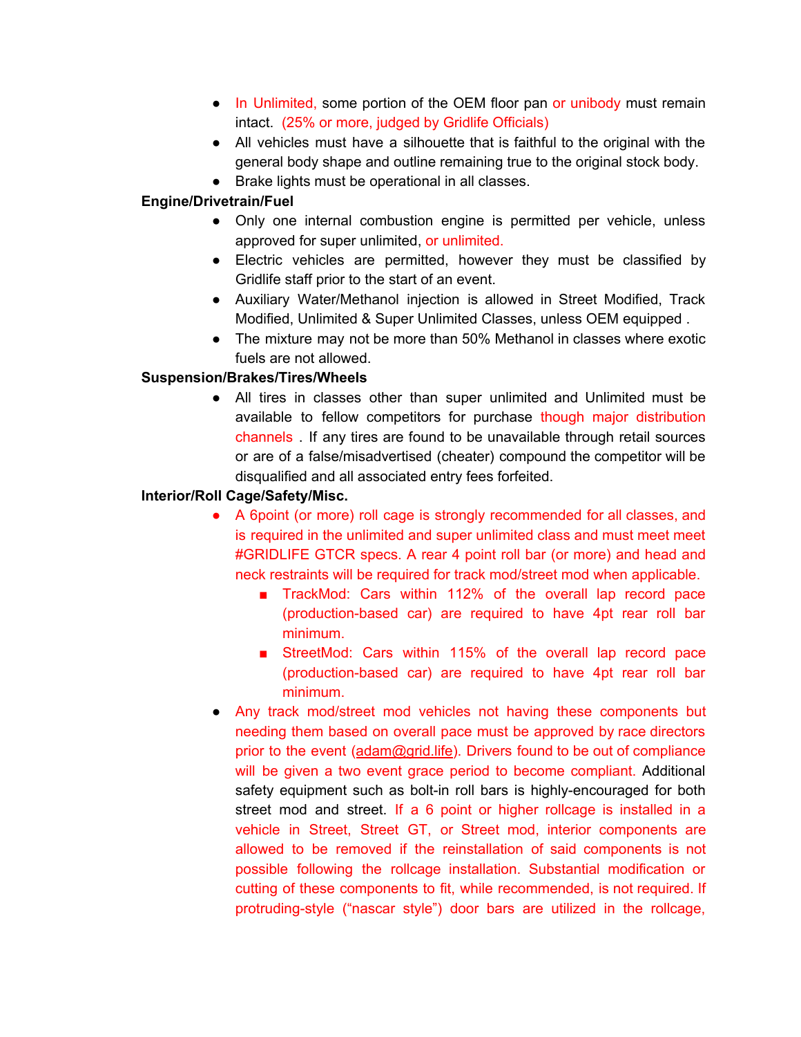- In Unlimited, some portion of the OEM floor pan or unibody must remain intact. (25% or more, judged by Gridlife Officials)
- All vehicles must have a silhouette that is faithful to the original with the general body shape and outline remaining true to the original stock body.
- Brake lights must be operational in all classes.

**Engine/Drivetrain/Fuel**

- Only one internal combustion engine is permitted per vehicle, unless approved for super unlimited, or unlimited.
- Electric vehicles are permitted, however they must be classified by Gridlife staff prior to the start of an event.
- Auxiliary Water/Methanol injection is allowed in Street Modified, Track Modified, Unlimited & Super Unlimited Classes, unless OEM equipped .
- The mixture may not be more than 50% Methanol in classes where exotic fuels are not allowed.

**Suspension/Brakes/Tires/Wheels**

- All tires in classes other than super unlimited and Unlimited must be available to fellow competitors for purchase though major distribution channels . If any tires are found to be unavailable through retail sources or are of a false/misadvertised (cheater) compound the competitor will be disqualified and all associated entry fees forfeited.

**Interior/Roll Cage/Safety/Misc.**

- A 6point (or more) roll cage is strongly recommended for all classes, and is required in the unlimited and super unlimited class and must meet meet #GRIDLIFE GTCR specs. A rear 4 point roll bar (or more) and head and neck restraints will be required for track mod/street mod when applicable.
  - TrackMod: Cars within 112% of the overall lap record pace (production-based car) are required to have 4pt rear roll bar minimum.
  - StreetMod: Cars within 115% of the overall lap record pace (production-based car) are required to have 4pt rear roll bar minimum.
- Any track mod/street mod vehicles not having these components but needing them based on overall pace must be approved by race directors prior to the event (adam@grid.life). Drivers found to be out of compliance will be given a two event grace period to become compliant. Additional safety equipment such as bolt-in roll bars is highly-encouraged for both street mod and street. If a 6 point or higher rollcage is installed in a vehicle in Street, Street GT, or Street mod, interior components are allowed to be removed if the reinstallation of said components is not possible following the rollcage installation. Substantial modification or cutting of these components to fit, while recommended, is not required. If protruding-style ("nascar style") door bars are utilized in the rollcage,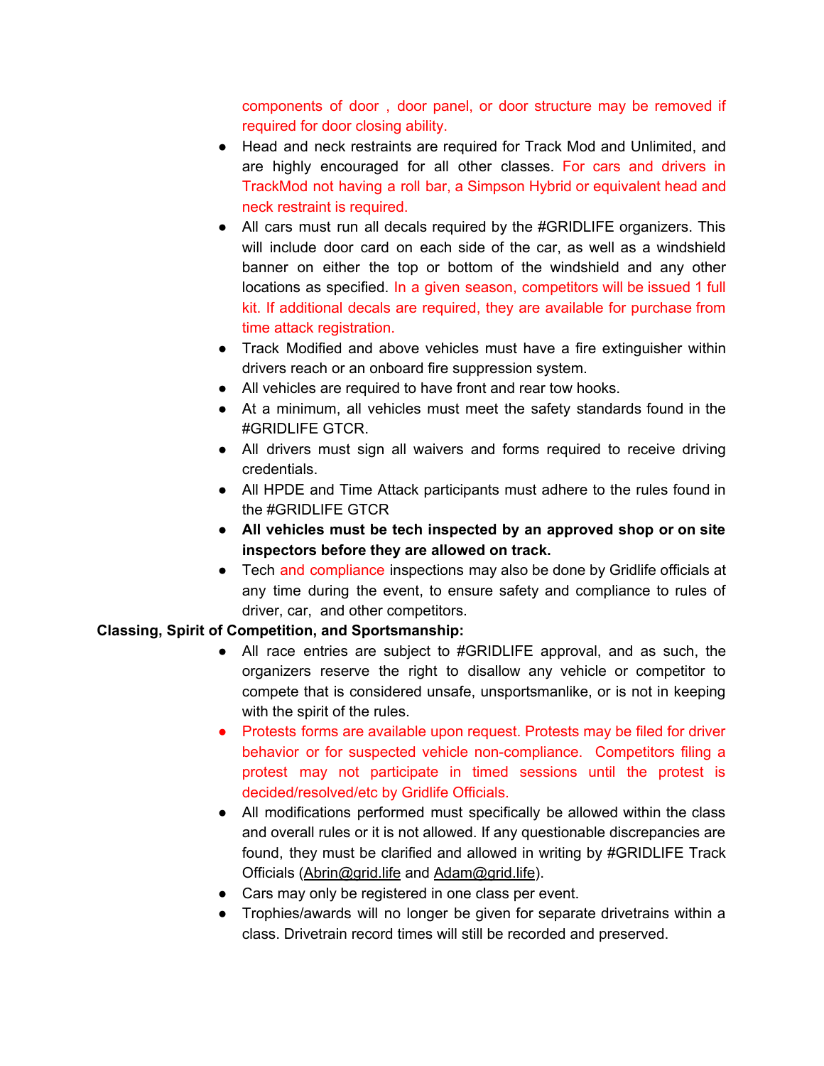components of door , door panel, or door structure may be removed if required for door closing ability.

- Head and neck restraints are required for Track Mod and Unlimited, and are highly encouraged for all other classes. For cars and drivers in TrackMod not having a roll bar, a Simpson Hybrid or equivalent head and neck restraint is required.
- All cars must run all decals required by the #GRIDLIFE organizers. This will include door card on each side of the car, as well as a windshield banner on either the top or bottom of the windshield and any other locations as specified. In a given season, competitors will be issued 1 full kit. If additional decals are required, they are available for purchase from time attack registration.
- Track Modified and above vehicles must have a fire extinguisher within drivers reach or an onboard fire suppression system.
- All vehicles are required to have front and rear tow hooks.
- At a minimum, all vehicles must meet the safety standards found in the #GRIDLIFE GTCR.
- All drivers must sign all waivers and forms required to receive driving credentials.
- All HPDE and Time Attack participants must adhere to the rules found in the #GRIDLIFE GTCR
- **All vehicles must be tech inspected by an approved shop or on site inspectors before they are allowed on track.**
- Tech and compliance inspections may also be done by Gridlife officials at any time during the event, to ensure safety and compliance to rules of driver, car, and other competitors.

**Classing, Spirit of Competition, and Sportsmanship:**

- All race entries are subject to #GRIDLIFE approval, and as such, the organizers reserve the right to disallow any vehicle or competitor to compete that is considered unsafe, unsportsmanlike, or is not in keeping with the spirit of the rules.
- Protests forms are available upon request. Protests may be filed for driver behavior or for suspected vehicle non-compliance. Competitors filing a protest may not participate in timed sessions until the protest is decided/resolved/etc by Gridlife Officials.
- All modifications performed must specifically be allowed within the class and overall rules or it is not allowed. If any questionable discrepancies are found, they must be clarified and allowed in writing by #GRIDLIFE Track Officials (Abrin@grid.life and Adam@grid.life).
- Cars may only be registered in one class per event.
- Trophies/awards will no longer be given for separate drivetrains within a class. Drivetrain record times will still be recorded and preserved.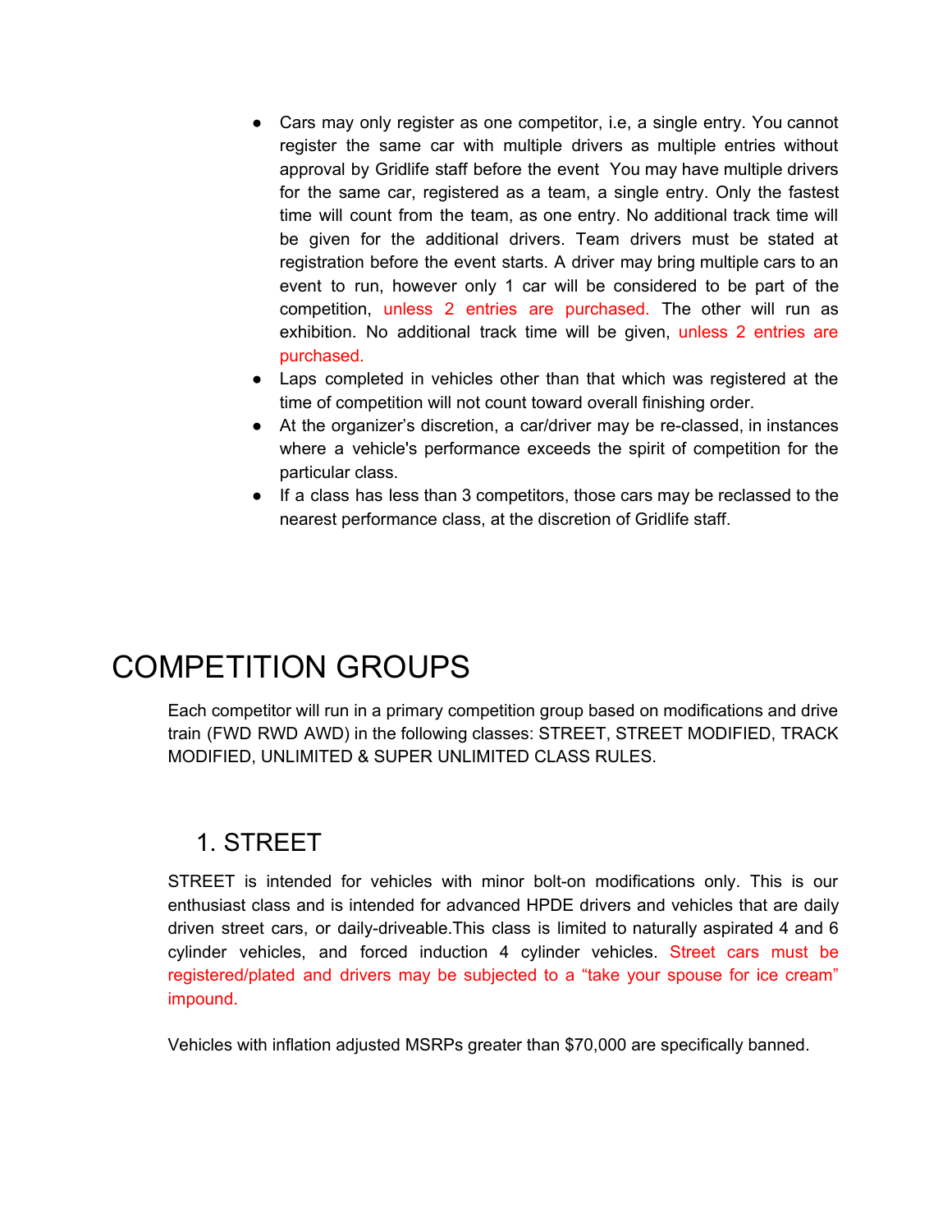- Cars may only register as one competitor, i.e, a single entry. You cannot register the same car with multiple drivers as multiple entries without approval by Gridlife staff before the event  You may have multiple drivers for the same car, registered as a team, a single entry. Only the fastest time will count from the team, as one entry. No additional track time will be given for the additional drivers. Team drivers must be stated at registration before the event starts. A driver may bring multiple cars to an event to run, however only 1 car will be considered to be part of the competition, unless 2 entries are purchased. The other will run as exhibition. No additional track time will be given, unless 2 entries are purchased.
- Laps completed in vehicles other than that which was registered at the time of competition will not count toward overall finishing order.
- At the organizer's discretion, a car/driver may be re-classed, in instances where a vehicle's performance exceeds the spirit of competition for the particular class.
- If a class has less than 3 competitors, those cars may be reclassed to the nearest performance class, at the discretion of Gridlife staff.

# COMPETITION GROUPS

Each competitor will run in a primary competition group based on modifications and drive train (FWD RWD AWD) in the following classes: STREET, STREET MODIFIED, TRACK MODIFIED, UNLIMITED & SUPER UNLIMITED CLASS RULES.

## 1. STREET

STREET is intended for vehicles with minor bolt-on modifications only. This is our enthusiast class and is intended for advanced HPDE drivers and vehicles that are daily driven street cars, or daily-driveable.This class is limited to naturally aspirated 4 and 6 cylinder vehicles, and forced induction 4 cylinder vehicles. Street cars must be registered/plated and drivers may be subjected to a "take your spouse for ice cream" impound.

Vehicles with inflation adjusted MSRPs greater than $70,000 are specifically banned.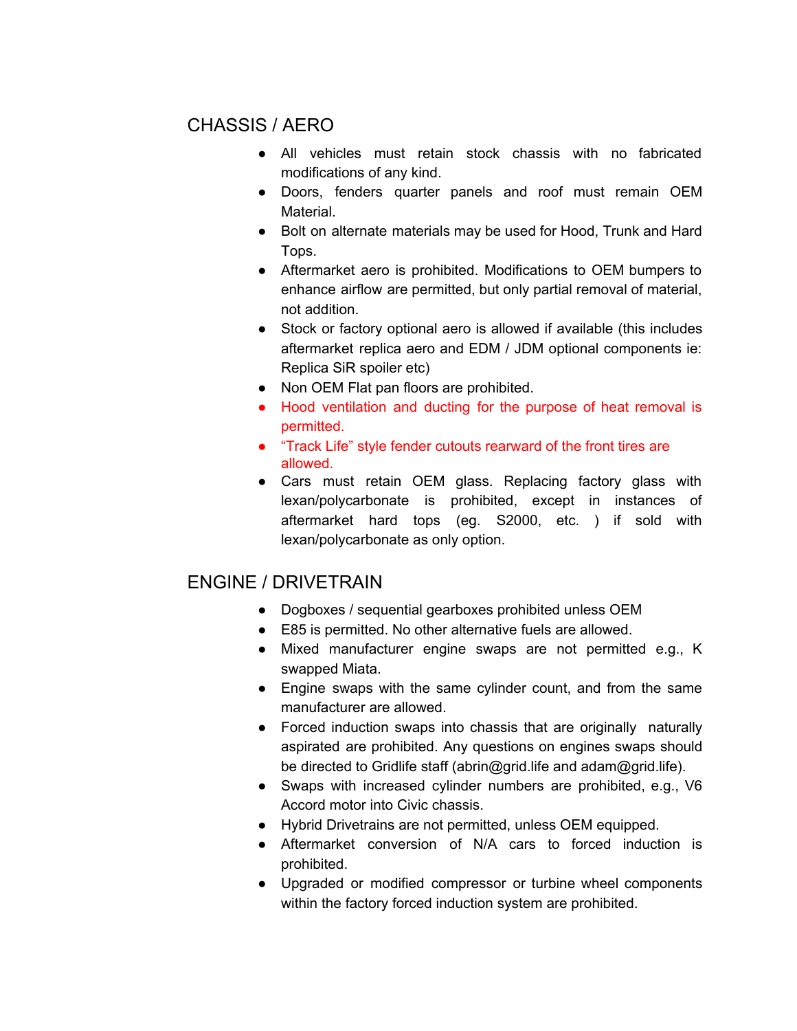## CHASSIS / AERO

- All vehicles must retain stock chassis with no fabricated modifications of any kind.
- Doors, fenders quarter panels and roof must remain OEM Material.
- Bolt on alternate materials may be used for Hood, Trunk and Hard Tops.
- Aftermarket aero is prohibited. Modifications to OEM bumpers to enhance airflow are permitted, but only partial removal of material, not addition.
- Stock or factory optional aero is allowed if available (this includes aftermarket replica aero and EDM / JDM optional components ie: Replica SiR spoiler etc)
- Non OEM Flat pan floors are prohibited.
- Hood ventilation and ducting for the purpose of heat removal is permitted.
- "Track Life" style fender cutouts rearward of the front tires are allowed.
- Cars must retain OEM glass. Replacing factory glass with lexan/polycarbonate is prohibited, except in instances of aftermarket hard tops (eg. S2000, etc. ) if sold with lexan/polycarbonate as only option.

## ENGINE / DRIVETRAIN

- Dogboxes / sequential gearboxes prohibited unless OEM
- E85 is permitted. No other alternative fuels are allowed.
- Mixed manufacturer engine swaps are not permitted e.g., K swapped Miata.
- Engine swaps with the same cylinder count, and from the same manufacturer are allowed.
- Forced induction swaps into chassis that are originally naturally aspirated are prohibited. Any questions on engines swaps should be directed to Gridlife staff (abrin@grid.life and adam@grid.life).
- Swaps with increased cylinder numbers are prohibited, e.g., V6 Accord motor into Civic chassis.
- Hybrid Drivetrains are not permitted, unless OEM equipped.
- Aftermarket conversion of N/A cars to forced induction is prohibited.
- Upgraded or modified compressor or turbine wheel components within the factory forced induction system are prohibited.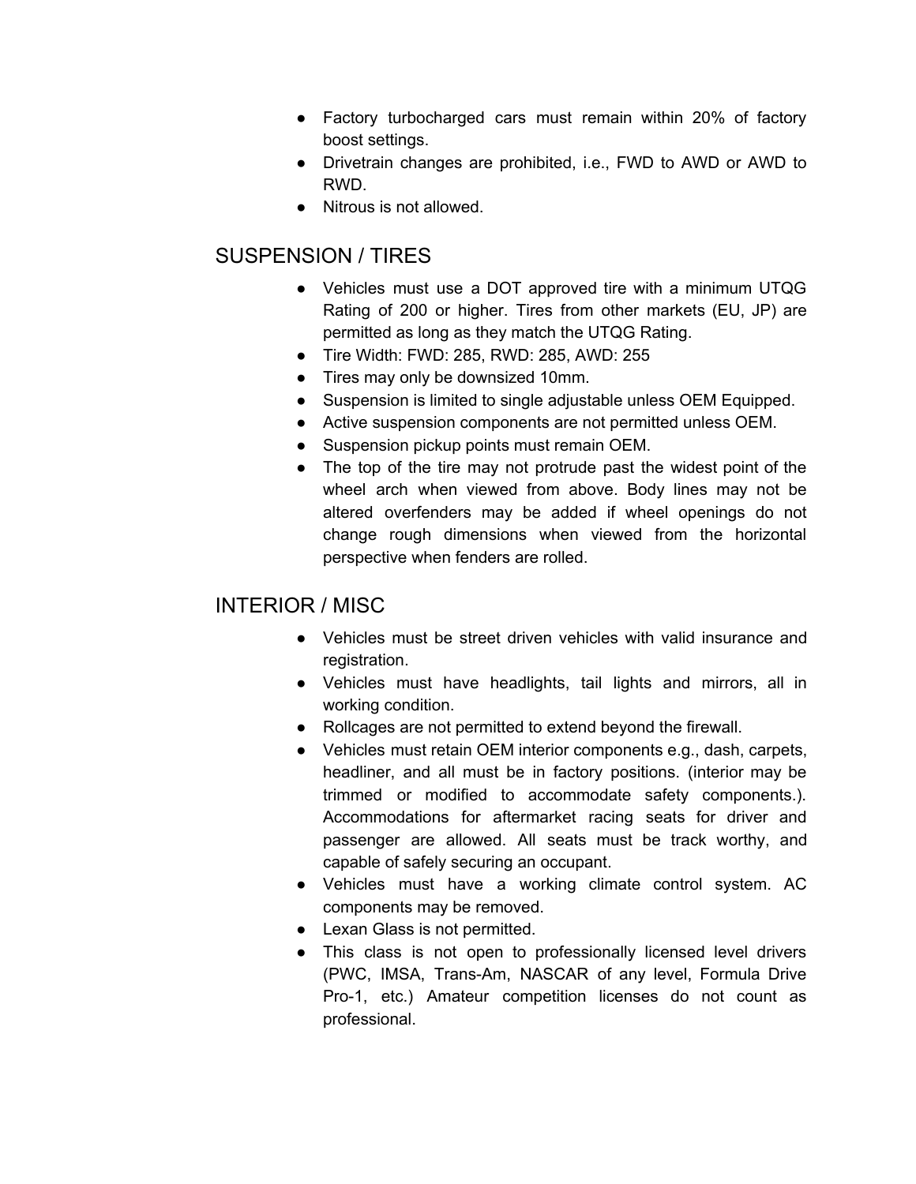- Factory turbocharged cars must remain within 20% of factory boost settings.
- Drivetrain changes are prohibited, i.e., FWD to AWD or AWD to RWD.
- Nitrous is not allowed.

## SUSPENSION / TIRES

- Vehicles must use a DOT approved tire with a minimum UTQG Rating of 200 or higher. Tires from other markets (EU, JP) are permitted as long as they match the UTQG Rating.
- Tire Width: FWD: 285, RWD: 285, AWD: 255
- Tires may only be downsized 10mm.
- Suspension is limited to single adjustable unless OEM Equipped.
- Active suspension components are not permitted unless OEM.
- Suspension pickup points must remain OEM.
- The top of the tire may not protrude past the widest point of the wheel arch when viewed from above. Body lines may not be altered overfenders may be added if wheel openings do not change rough dimensions when viewed from the horizontal perspective when fenders are rolled.

## INTERIOR / MISC

- Vehicles must be street driven vehicles with valid insurance and registration.
- Vehicles must have headlights, tail lights and mirrors, all in working condition.
- Rollcages are not permitted to extend beyond the firewall.
- Vehicles must retain OEM interior components e.g., dash, carpets, headliner, and all must be in factory positions. (interior may be trimmed or modified to accommodate safety components.). Accommodations for aftermarket racing seats for driver and passenger are allowed. All seats must be track worthy, and capable of safely securing an occupant.
- Vehicles must have a working climate control system. AC components may be removed.
- Lexan Glass is not permitted.
- This class is not open to professionally licensed level drivers (PWC, IMSA, Trans-Am, NASCAR of any level, Formula Drive Pro-1, etc.) Amateur competition licenses do not count as professional.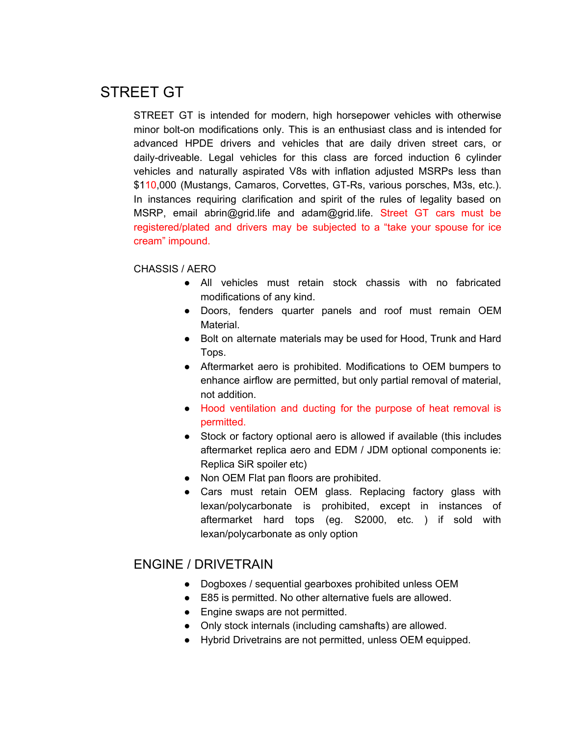# STREET GT

STREET GT is intended for modern, high horsepower vehicles with otherwise minor bolt-on modifications only. This is an enthusiast class and is intended for advanced HPDE drivers and vehicles that are daily driven street cars, or daily-driveable. Legal vehicles for this class are forced induction 6 cylinder vehicles and naturally aspirated V8s with inflation adjusted MSRPs less than $110,000 (Mustangs, Camaros, Corvettes, GT-Rs, various porsches, M3s, etc.). In instances requiring clarification and spirit of the rules of legality based on MSRP, email abrin@grid.life and adam@grid.life. Street GT cars must be registered/plated and drivers may be subjected to a “take your spouse for ice cream” impound.

CHASSIS / AERO

- All vehicles must retain stock chassis with no fabricated modifications of any kind.
- Doors, fenders quarter panels and roof must remain OEM Material.
- Bolt on alternate materials may be used for Hood, Trunk and Hard Tops.
- Aftermarket aero is prohibited. Modifications to OEM bumpers to enhance airflow are permitted, but only partial removal of material, not addition.
- Hood ventilation and ducting for the purpose of heat removal is permitted.
- Stock or factory optional aero is allowed if available (this includes aftermarket replica aero and EDM / JDM optional components ie: Replica SiR spoiler etc)
- Non OEM Flat pan floors are prohibited.
- Cars must retain OEM glass. Replacing factory glass with lexan/polycarbonate is prohibited, except in instances of aftermarket hard tops (eg. S2000, etc. ) if sold with lexan/polycarbonate as only option

## ENGINE / DRIVETRAIN

- Dogboxes / sequential gearboxes prohibited unless OEM
- E85 is permitted. No other alternative fuels are allowed.
- Engine swaps are not permitted.
- Only stock internals (including camshafts) are allowed.
- Hybrid Drivetrains are not permitted, unless OEM equipped.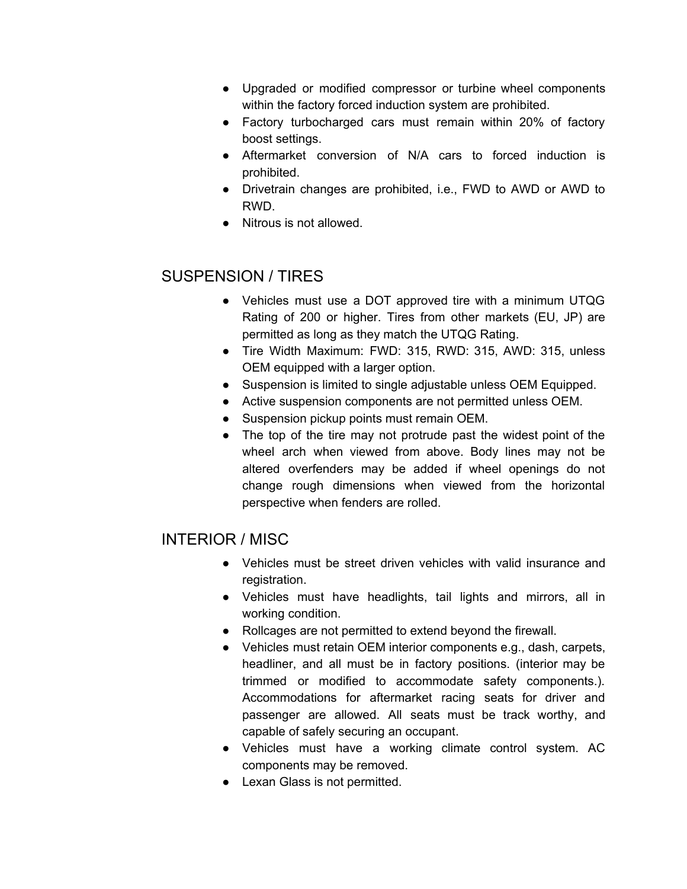- Upgraded or modified compressor or turbine wheel components within the factory forced induction system are prohibited.
- Factory turbocharged cars must remain within 20% of factory boost settings.
- Aftermarket conversion of N/A cars to forced induction is prohibited.
- Drivetrain changes are prohibited, i.e., FWD to AWD or AWD to RWD.
- Nitrous is not allowed.

## SUSPENSION / TIRES

- Vehicles must use a DOT approved tire with a minimum UTQG Rating of 200 or higher. Tires from other markets (EU, JP) are permitted as long as they match the UTQG Rating.
- Tire Width Maximum: FWD: 315, RWD: 315, AWD: 315, unless OEM equipped with a larger option.
- Suspension is limited to single adjustable unless OEM Equipped.
- Active suspension components are not permitted unless OEM.
- Suspension pickup points must remain OEM.
- The top of the tire may not protrude past the widest point of the wheel arch when viewed from above. Body lines may not be altered overfenders may be added if wheel openings do not change rough dimensions when viewed from the horizontal perspective when fenders are rolled.

## INTERIOR / MISC

- Vehicles must be street driven vehicles with valid insurance and registration.
- Vehicles must have headlights, tail lights and mirrors, all in working condition.
- Rollcages are not permitted to extend beyond the firewall.
- Vehicles must retain OEM interior components e.g., dash, carpets, headliner, and all must be in factory positions. (interior may be trimmed or modified to accommodate safety components.). Accommodations for aftermarket racing seats for driver and passenger are allowed. All seats must be track worthy, and capable of safely securing an occupant.
- Vehicles must have a working climate control system. AC components may be removed.
- Lexan Glass is not permitted.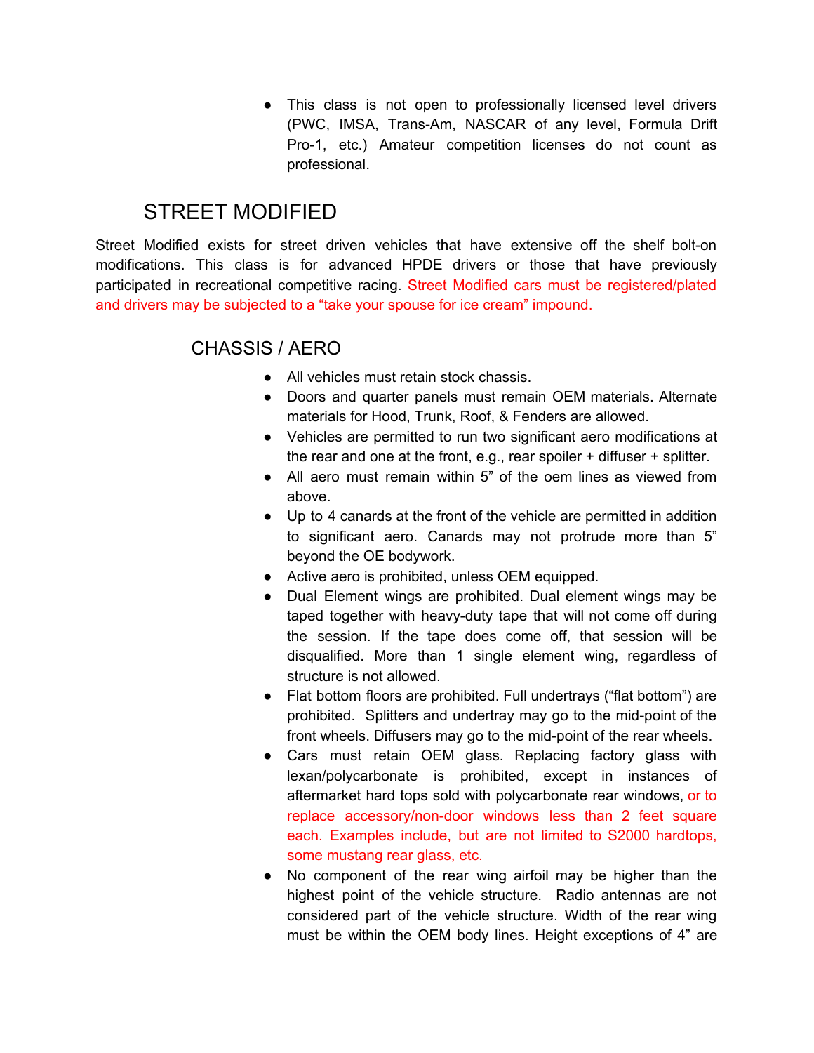- This class is not open to professionally licensed level drivers (PWC, IMSA, Trans-Am, NASCAR of any level, Formula Drift Pro-1, etc.) Amateur competition licenses do not count as professional.

## STREET MODIFIED

Street Modified exists for street driven vehicles that have extensive off the shelf bolt-on modifications. This class is for advanced HPDE drivers or those that have previously participated in recreational competitive racing. Street Modified cars must be registered/plated and drivers may be subjected to a "take your spouse for ice cream" impound.

### CHASSIS / AERO

- All vehicles must retain stock chassis.
- Doors and quarter panels must remain OEM materials. Alternate materials for Hood, Trunk, Roof, & Fenders are allowed.
- Vehicles are permitted to run two significant aero modifications at the rear and one at the front, e.g., rear spoiler + diffuser + splitter.
- All aero must remain within 5" of the oem lines as viewed from above.
- Up to 4 canards at the front of the vehicle are permitted in addition to significant aero. Canards may not protrude more than 5" beyond the OE bodywork.
- Active aero is prohibited, unless OEM equipped.
- Dual Element wings are prohibited. Dual element wings may be taped together with heavy-duty tape that will not come off during the session. If the tape does come off, that session will be disqualified. More than 1 single element wing, regardless of structure is not allowed.
- Flat bottom floors are prohibited. Full undertrays ("flat bottom") are prohibited. Splitters and undertray may go to the mid-point of the front wheels. Diffusers may go to the mid-point of the rear wheels.
- Cars must retain OEM glass. Replacing factory glass with lexan/polycarbonate is prohibited, except in instances of aftermarket hard tops sold with polycarbonate rear windows, or to replace accessory/non-door windows less than 2 feet square each. Examples include, but are not limited to S2000 hardtops, some mustang rear glass, etc.
- No component of the rear wing airfoil may be higher than the highest point of the vehicle structure. Radio antennas are not considered part of the vehicle structure. Width of the rear wing must be within the OEM body lines. Height exceptions of 4" are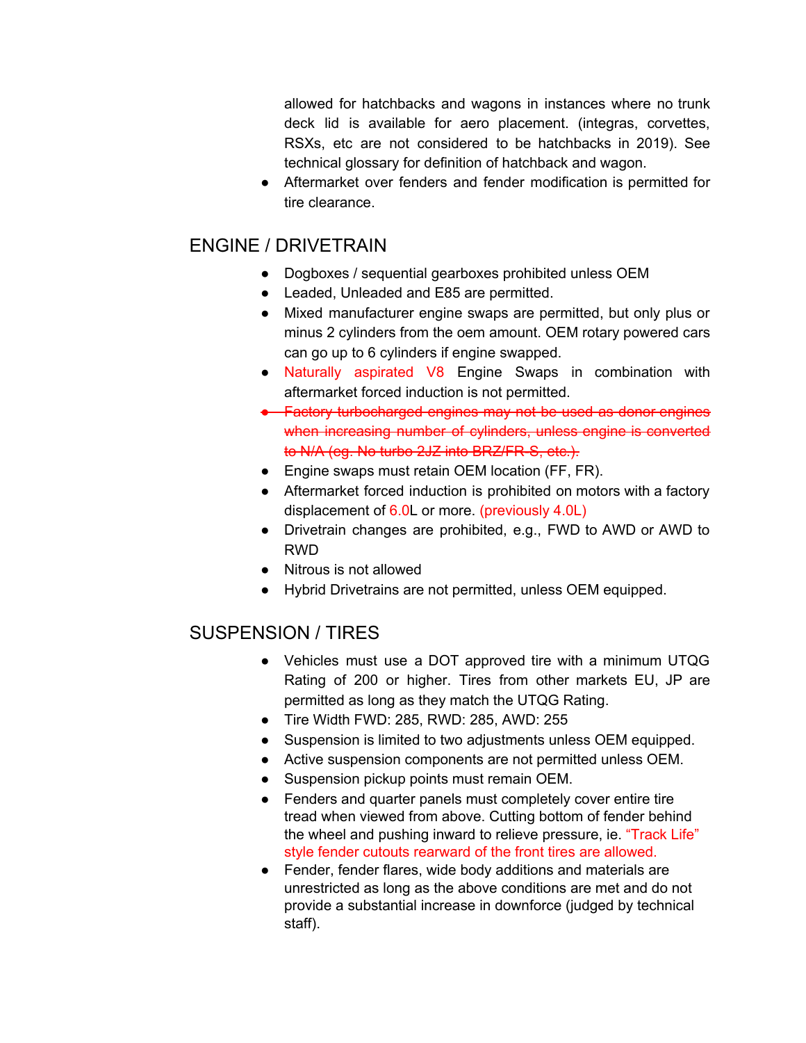allowed for hatchbacks and wagons in instances where no trunk deck lid is available for aero placement. (integras, corvettes, RSXs, etc are not considered to be hatchbacks in 2019). See technical glossary for definition of hatchback and wagon.

- Aftermarket over fenders and fender modification is permitted for tire clearance.

## ENGINE / DRIVETRAIN

- Dogboxes / sequential gearboxes prohibited unless OEM
- Leaded, Unleaded and E85 are permitted.
- Mixed manufacturer engine swaps are permitted, but only plus or minus 2 cylinders from the oem amount. OEM rotary powered cars can go up to 6 cylinders if engine swapped.
- Naturally aspirated V8 Engine Swaps in combination with aftermarket forced induction is not permitted.
- ~~Factory turbocharged engines may not be used as donor engines when increasing number of cylinders, unless engine is converted to N/A (eg. No turbo 2JZ into BRZ/FR-S, etc.).~~
- Engine swaps must retain OEM location (FF, FR).
- Aftermarket forced induction is prohibited on motors with a factory displacement of 6.0L or more. (previously 4.0L)
- Drivetrain changes are prohibited, e.g., FWD to AWD or AWD to RWD
- Nitrous is not allowed
- Hybrid Drivetrains are not permitted, unless OEM equipped.

## SUSPENSION / TIRES

- Vehicles must use a DOT approved tire with a minimum UTQG Rating of 200 or higher. Tires from other markets EU, JP are permitted as long as they match the UTQG Rating.
- Tire Width FWD: 285, RWD: 285, AWD: 255
- Suspension is limited to two adjustments unless OEM equipped.
- Active suspension components are not permitted unless OEM.
- Suspension pickup points must remain OEM.
- Fenders and quarter panels must completely cover entire tire tread when viewed from above. Cutting bottom of fender behind the wheel and pushing inward to relieve pressure, ie. "Track Life" style fender cutouts rearward of the front tires are allowed.
- Fender, fender flares, wide body additions and materials are unrestricted as long as the above conditions are met and do not provide a substantial increase in downforce (judged by technical staff).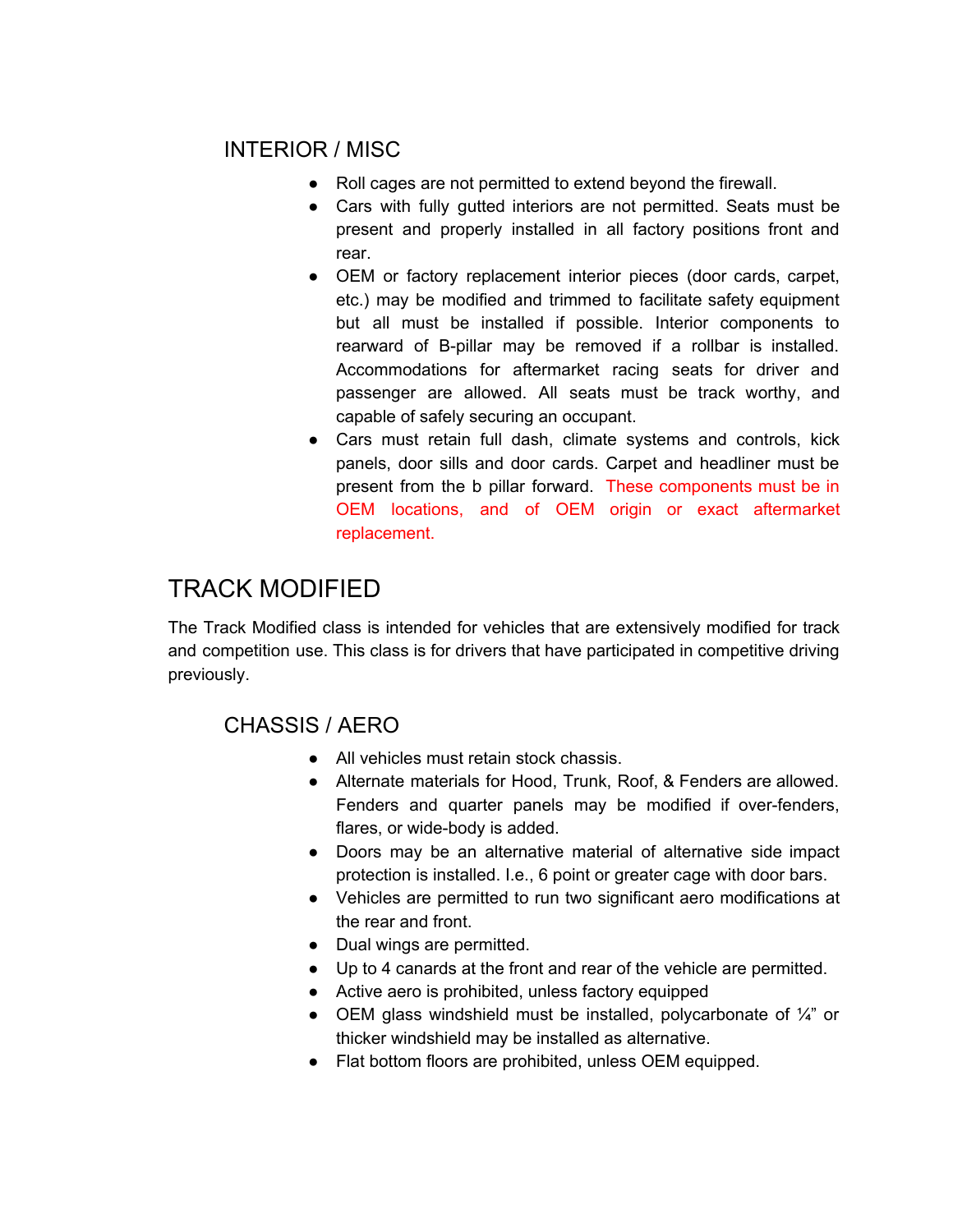### INTERIOR / MISC

- Roll cages are not permitted to extend beyond the firewall.
- Cars with fully gutted interiors are not permitted. Seats must be present and properly installed in all factory positions front and rear.
- OEM or factory replacement interior pieces (door cards, carpet, etc.) may be modified and trimmed to facilitate safety equipment but all must be installed if possible. Interior components to rearward of B-pillar may be removed if a rollbar is installed. Accommodations for aftermarket racing seats for driver and passenger are allowed. All seats must be track worthy, and capable of safely securing an occupant.
- Cars must retain full dash, climate systems and controls, kick panels, door sills and door cards. Carpet and headliner must be present from the b pillar forward. These components must be in OEM locations, and of OEM origin or exact aftermarket replacement.

## TRACK MODIFIED

The Track Modified class is intended for vehicles that are extensively modified for track and competition use. This class is for drivers that have participated in competitive driving previously.

### CHASSIS / AERO

- All vehicles must retain stock chassis.
- Alternate materials for Hood, Trunk, Roof, & Fenders are allowed. Fenders and quarter panels may be modified if over-fenders, flares, or wide-body is added.
- Doors may be an alternative material of alternative side impact protection is installed. I.e., 6 point or greater cage with door bars.
- Vehicles are permitted to run two significant aero modifications at the rear and front.
- Dual wings are permitted.
- Up to 4 canards at the front and rear of the vehicle are permitted.
- Active aero is prohibited, unless factory equipped
- OEM glass windshield must be installed, polycarbonate of ¼" or thicker windshield may be installed as alternative.
- Flat bottom floors are prohibited, unless OEM equipped.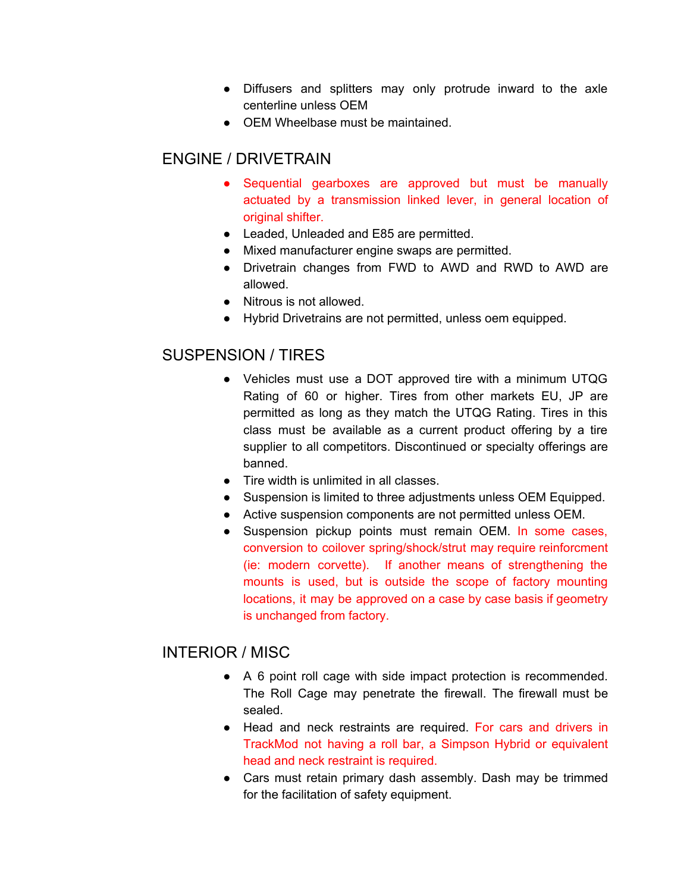- Diffusers and splitters may only protrude inward to the axle centerline unless OEM
- OEM Wheelbase must be maintained.

## ENGINE / DRIVETRAIN

- Sequential gearboxes are approved but must be manually actuated by a transmission linked lever, in general location of original shifter.
- Leaded, Unleaded and E85 are permitted.
- Mixed manufacturer engine swaps are permitted.
- Drivetrain changes from FWD to AWD and RWD to AWD are allowed.
- Nitrous is not allowed.
- Hybrid Drivetrains are not permitted, unless oem equipped.

## SUSPENSION / TIRES

- Vehicles must use a DOT approved tire with a minimum UTQG Rating of 60 or higher. Tires from other markets EU, JP are permitted as long as they match the UTQG Rating. Tires in this class must be available as a current product offering by a tire supplier to all competitors. Discontinued or specialty offerings are banned.
- Tire width is unlimited in all classes.
- Suspension is limited to three adjustments unless OEM Equipped.
- Active suspension components are not permitted unless OEM.
- Suspension pickup points must remain OEM. In some cases, conversion to coilover spring/shock/strut may require reinforcment (ie: modern corvette). If another means of strengthening the mounts is used, but is outside the scope of factory mounting locations, it may be approved on a case by case basis if geometry is unchanged from factory.

## INTERIOR / MISC

- A 6 point roll cage with side impact protection is recommended. The Roll Cage may penetrate the firewall. The firewall must be sealed.
- Head and neck restraints are required. For cars and drivers in TrackMod not having a roll bar, a Simpson Hybrid or equivalent head and neck restraint is required.
- Cars must retain primary dash assembly. Dash may be trimmed for the facilitation of safety equipment.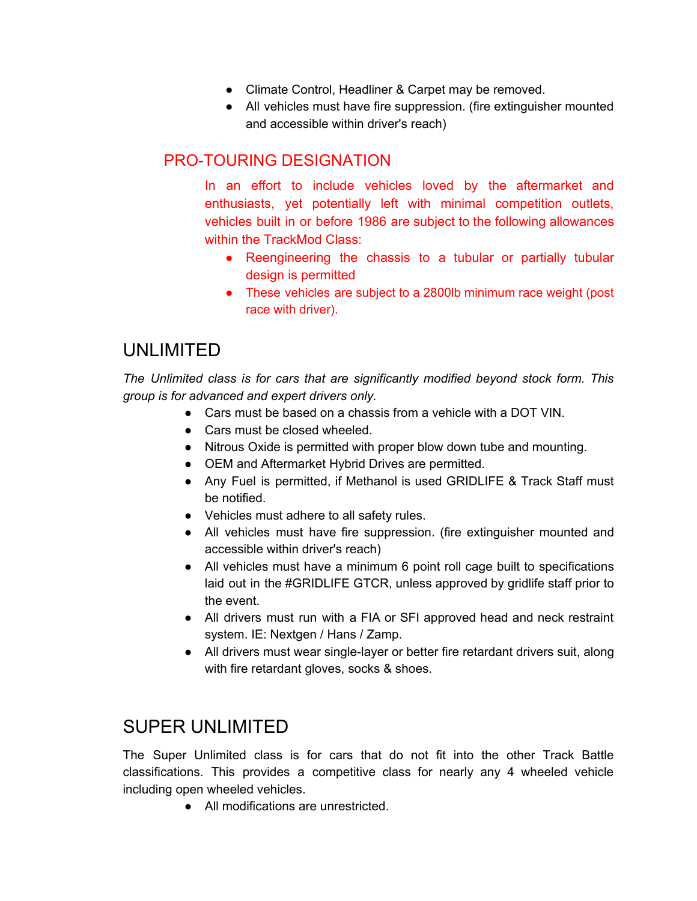- Climate Control, Headliner & Carpet may be removed.
- All vehicles must have fire suppression. (fire extinguisher mounted and accessible within driver's reach)

### PRO-TOURING DESIGNATION

In an effort to include vehicles loved by the aftermarket and enthusiasts, yet potentially left with minimal competition outlets, vehicles built in or before 1986 are subject to the following allowances within the TrackMod Class:

- Reengineering the chassis to a tubular or partially tubular design is permitted
- These vehicles are subject to a 2800lb minimum race weight (post race with driver).

## UNLIMITED

*The Unlimited class is for cars that are significantly modified beyond stock form. This group is for advanced and expert drivers only.*

- Cars must be based on a chassis from a vehicle with a DOT VIN.
- Cars must be closed wheeled.
- Nitrous Oxide is permitted with proper blow down tube and mounting.
- OEM and Aftermarket Hybrid Drives are permitted.
- Any Fuel is permitted, if Methanol is used GRIDLIFE & Track Staff must be notified.
- Vehicles must adhere to all safety rules.
- All vehicles must have fire suppression. (fire extinguisher mounted and accessible within driver's reach)
- All vehicles must have a minimum 6 point roll cage built to specifications laid out in the #GRIDLIFE GTCR, unless approved by gridlife staff prior to the event.
- All drivers must run with a FIA or SFI approved head and neck restraint system. IE: Nextgen / Hans / Zamp.
- All drivers must wear single-layer or better fire retardant drivers suit, along with fire retardant gloves, socks & shoes.

## SUPER UNLIMITED

The Super Unlimited class is for cars that do not fit into the other Track Battle classifications. This provides a competitive class for nearly any 4 wheeled vehicle including open wheeled vehicles.

- All modifications are unrestricted.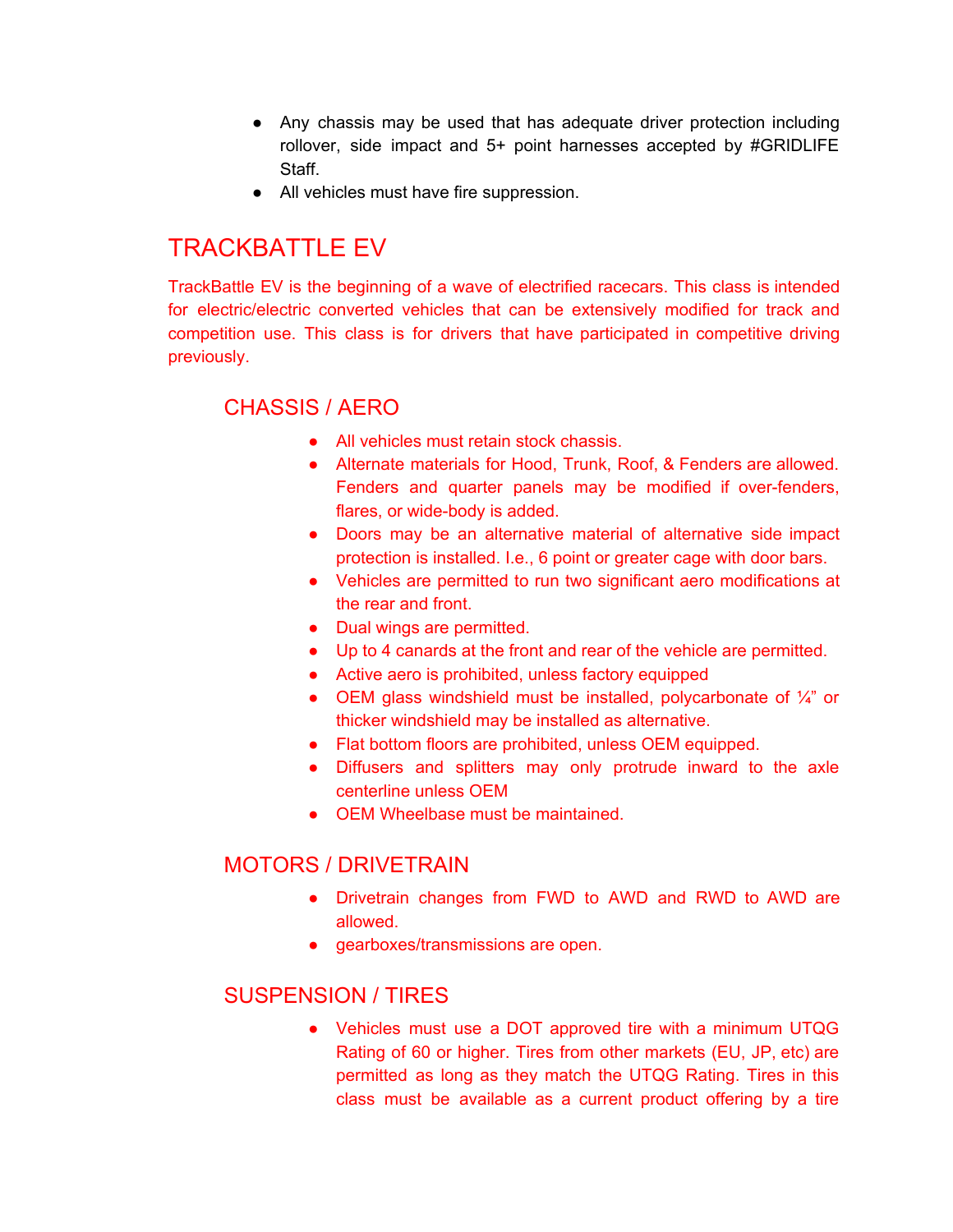- Any chassis may be used that has adequate driver protection including rollover, side impact and 5+ point harnesses accepted by #GRIDLIFE Staff.
- All vehicles must have fire suppression.

## TRACKBATTLE EV

TrackBattle EV is the beginning of a wave of electrified racecars. This class is intended for electric/electric converted vehicles that can be extensively modified for track and competition use. This class is for drivers that have participated in competitive driving previously.

### CHASSIS / AERO

- All vehicles must retain stock chassis.
- Alternate materials for Hood, Trunk, Roof, & Fenders are allowed. Fenders and quarter panels may be modified if over-fenders, flares, or wide-body is added.
- Doors may be an alternative material of alternative side impact protection is installed. I.e., 6 point or greater cage with door bars.
- Vehicles are permitted to run two significant aero modifications at the rear and front.
- Dual wings are permitted.
- Up to 4 canards at the front and rear of the vehicle are permitted.
- Active aero is prohibited, unless factory equipped
- OEM glass windshield must be installed, polycarbonate of ¼" or thicker windshield may be installed as alternative.
- Flat bottom floors are prohibited, unless OEM equipped.
- Diffusers and splitters may only protrude inward to the axle centerline unless OEM
- OEM Wheelbase must be maintained.

### MOTORS / DRIVETRAIN

- Drivetrain changes from FWD to AWD and RWD to AWD are allowed.
- gearboxes/transmissions are open.

### SUSPENSION / TIRES

- Vehicles must use a DOT approved tire with a minimum UTQG Rating of 60 or higher. Tires from other markets (EU, JP, etc) are permitted as long as they match the UTQG Rating. Tires in this class must be available as a current product offering by a tire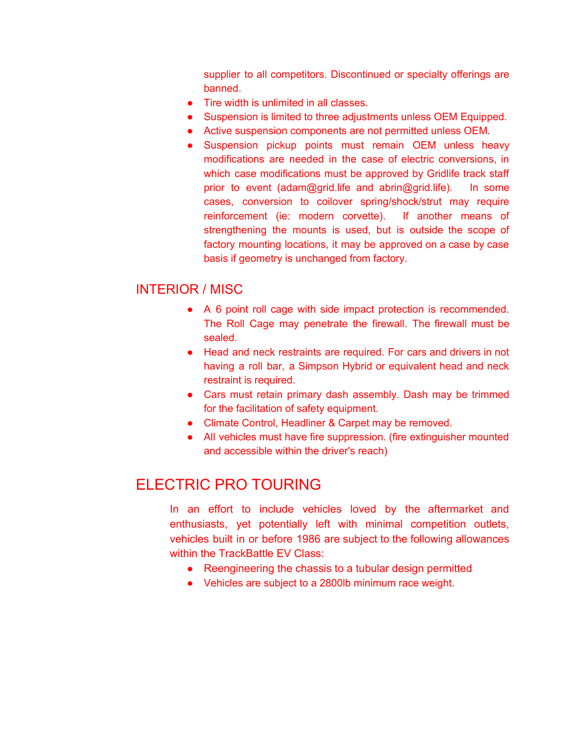supplier to all competitors. Discontinued or specialty offerings are banned.

- Tire width is unlimited in all classes.
- Suspension is limited to three adjustments unless OEM Equipped.
- Active suspension components are not permitted unless OEM.
- Suspension pickup points must remain OEM unless heavy modifications are needed in the case of electric conversions, in which case modifications must be approved by Gridlife track staff prior to event (adam@grid.life and abrin@grid.life). In some cases, conversion to coilover spring/shock/strut may require reinforcement (ie: modern corvette). If another means of strengthening the mounts is used, but is outside the scope of factory mounting locations, it may be approved on a case by case basis if geometry is unchanged from factory.

## INTERIOR / MISC

- A 6 point roll cage with side impact protection is recommended. The Roll Cage may penetrate the firewall. The firewall must be sealed.
- Head and neck restraints are required. For cars and drivers in not having a roll bar, a Simpson Hybrid or equivalent head and neck restraint is required.
- Cars must retain primary dash assembly. Dash may be trimmed for the facilitation of safety equipment.
- Climate Control, Headliner & Carpet may be removed.
- All vehicles must have fire suppression. (fire extinguisher mounted and accessible within the driver's reach)

# ELECTRIC PRO TOURING

In an effort to include vehicles loved by the aftermarket and enthusiasts, yet potentially left with minimal competition outlets, vehicles built in or before 1986 are subject to the following allowances within the TrackBattle EV Class:

- Reengineering the chassis to a tubular design permitted
- Vehicles are subject to a 2800lb minimum race weight.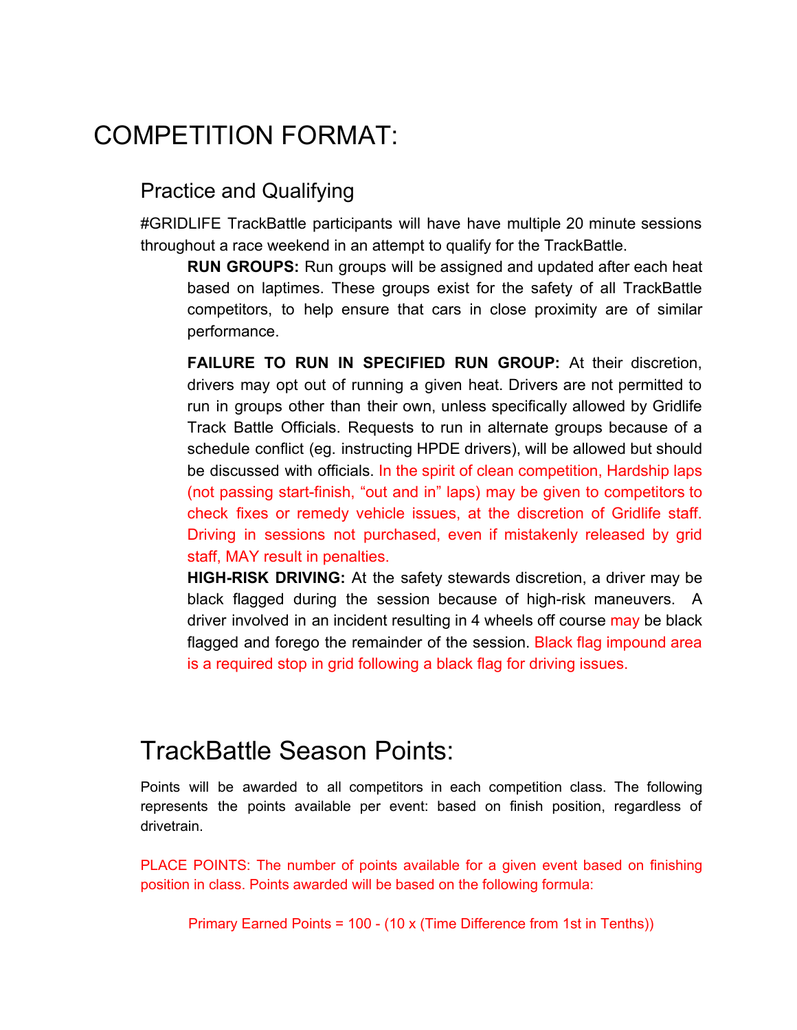# COMPETITION FORMAT:

## Practice and Qualifying

#GRIDLIFE TrackBattle participants will have have multiple 20 minute sessions throughout a race weekend in an attempt to qualify for the TrackBattle.

**RUN GROUPS:** Run groups will be assigned and updated after each heat based on laptimes. These groups exist for the safety of all TrackBattle competitors, to help ensure that cars in close proximity are of similar performance.

**FAILURE TO RUN IN SPECIFIED RUN GROUP:** At their discretion, drivers may opt out of running a given heat. Drivers are not permitted to run in groups other than their own, unless specifically allowed by Gridlife Track Battle Officials. Requests to run in alternate groups because of a schedule conflict (eg. instructing HPDE drivers), will be allowed but should be discussed with officials. In the spirit of clean competition, Hardship laps (not passing start-finish, "out and in" laps) may be given to competitors to check fixes or remedy vehicle issues, at the discretion of Gridlife staff. Driving in sessions not purchased, even if mistakenly released by grid staff, MAY result in penalties.

**HIGH-RISK DRIVING:** At the safety stewards discretion, a driver may be black flagged during the session because of high-risk maneuvers. A driver involved in an incident resulting in 4 wheels off course may be black flagged and forego the remainder of the session. Black flag impound area is a required stop in grid following a black flag for driving issues.

## TrackBattle Season Points:

Points will be awarded to all competitors in each competition class. The following represents the points available per event: based on finish position, regardless of drivetrain.

PLACE POINTS: The number of points available for a given event based on finishing position in class. Points awarded will be based on the following formula:

Primary Earned Points = 100 - (10 x (Time Difference from 1st in Tenths))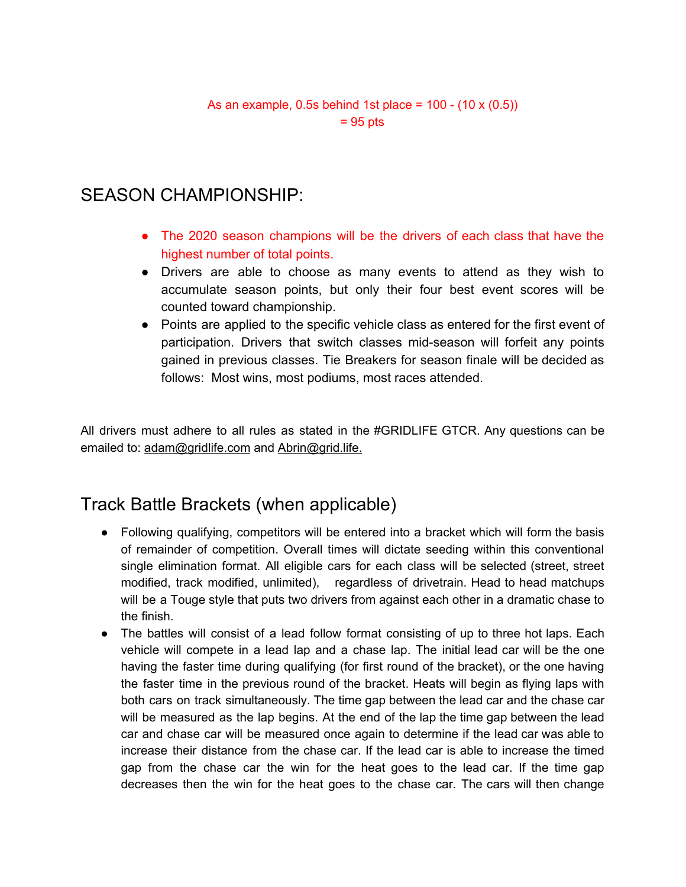As an example, 0.5s behind 1st place = 100 - (10 x (0.5))
= 95 pts

## SEASON CHAMPIONSHIP:

- The 2020 season champions will be the drivers of each class that have the highest number of total points.
- Drivers are able to choose as many events to attend as they wish to accumulate season points, but only their four best event scores will be counted toward championship.
- Points are applied to the specific vehicle class as entered for the first event of participation. Drivers that switch classes mid-season will forfeit any points gained in previous classes. Tie Breakers for season finale will be decided as follows: Most wins, most podiums, most races attended.

All drivers must adhere to all rules as stated in the #GRIDLIFE GTCR. Any questions can be emailed to: adam@gridlife.com and Abrin@grid.life.

## Track Battle Brackets (when applicable)

- Following qualifying, competitors will be entered into a bracket which will form the basis of remainder of competition. Overall times will dictate seeding within this conventional single elimination format. All eligible cars for each class will be selected (street, street modified, track modified, unlimited), regardless of drivetrain. Head to head matchups will be a Touge style that puts two drivers from against each other in a dramatic chase to the finish.
- The battles will consist of a lead follow format consisting of up to three hot laps. Each vehicle will compete in a lead lap and a chase lap. The initial lead car will be the one having the faster time during qualifying (for first round of the bracket), or the one having the faster time in the previous round of the bracket. Heats will begin as flying laps with both cars on track simultaneously. The time gap between the lead car and the chase car will be measured as the lap begins. At the end of the lap the time gap between the lead car and chase car will be measured once again to determine if the lead car was able to increase their distance from the chase car. If the lead car is able to increase the timed gap from the chase car the win for the heat goes to the lead car. If the time gap decreases then the win for the heat goes to the chase car. The cars will then change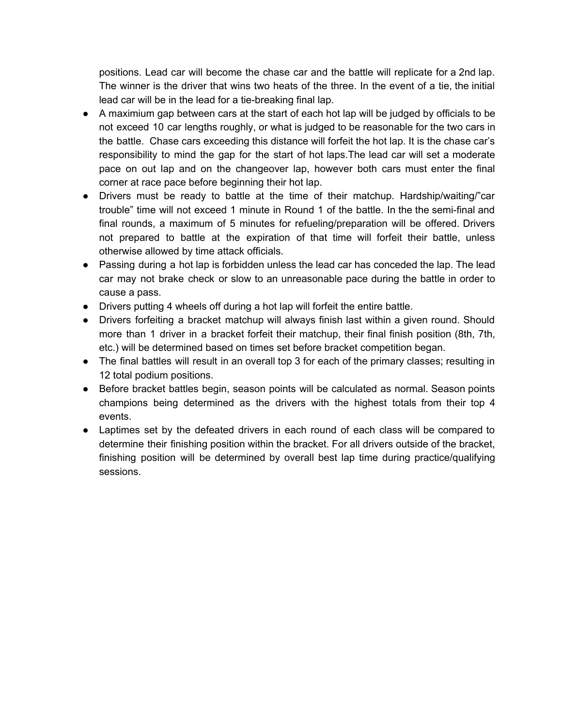positions. Lead car will become the chase car and the battle will replicate for a 2nd lap. The winner is the driver that wins two heats of the three. In the event of a tie, the initial lead car will be in the lead for a tie-breaking final lap.

- A maximium gap between cars at the start of each hot lap will be judged by officials to be not exceed 10 car lengths roughly, or what is judged to be reasonable for the two cars in the battle. Chase cars exceeding this distance will forfeit the hot lap. It is the chase car's responsibility to mind the gap for the start of hot laps.The lead car will set a moderate pace on out lap and on the changeover lap, however both cars must enter the final corner at race pace before beginning their hot lap.
- Drivers must be ready to battle at the time of their matchup. Hardship/waiting/"car trouble" time will not exceed 1 minute in Round 1 of the battle. In the the semi-final and final rounds, a maximum of 5 minutes for refueling/preparation will be offered. Drivers not prepared to battle at the expiration of that time will forfeit their battle, unless otherwise allowed by time attack officials.
- Passing during a hot lap is forbidden unless the lead car has conceded the lap. The lead car may not brake check or slow to an unreasonable pace during the battle in order to cause a pass.
- Drivers putting 4 wheels off during a hot lap will forfeit the entire battle.
- Drivers forfeiting a bracket matchup will always finish last within a given round. Should more than 1 driver in a bracket forfeit their matchup, their final finish position (8th, 7th, etc.) will be determined based on times set before bracket competition began.
- The final battles will result in an overall top 3 for each of the primary classes; resulting in 12 total podium positions.
- Before bracket battles begin, season points will be calculated as normal. Season points champions being determined as the drivers with the highest totals from their top 4 events.
- Laptimes set by the defeated drivers in each round of each class will be compared to determine their finishing position within the bracket. For all drivers outside of the bracket, finishing position will be determined by overall best lap time during practice/qualifying sessions.